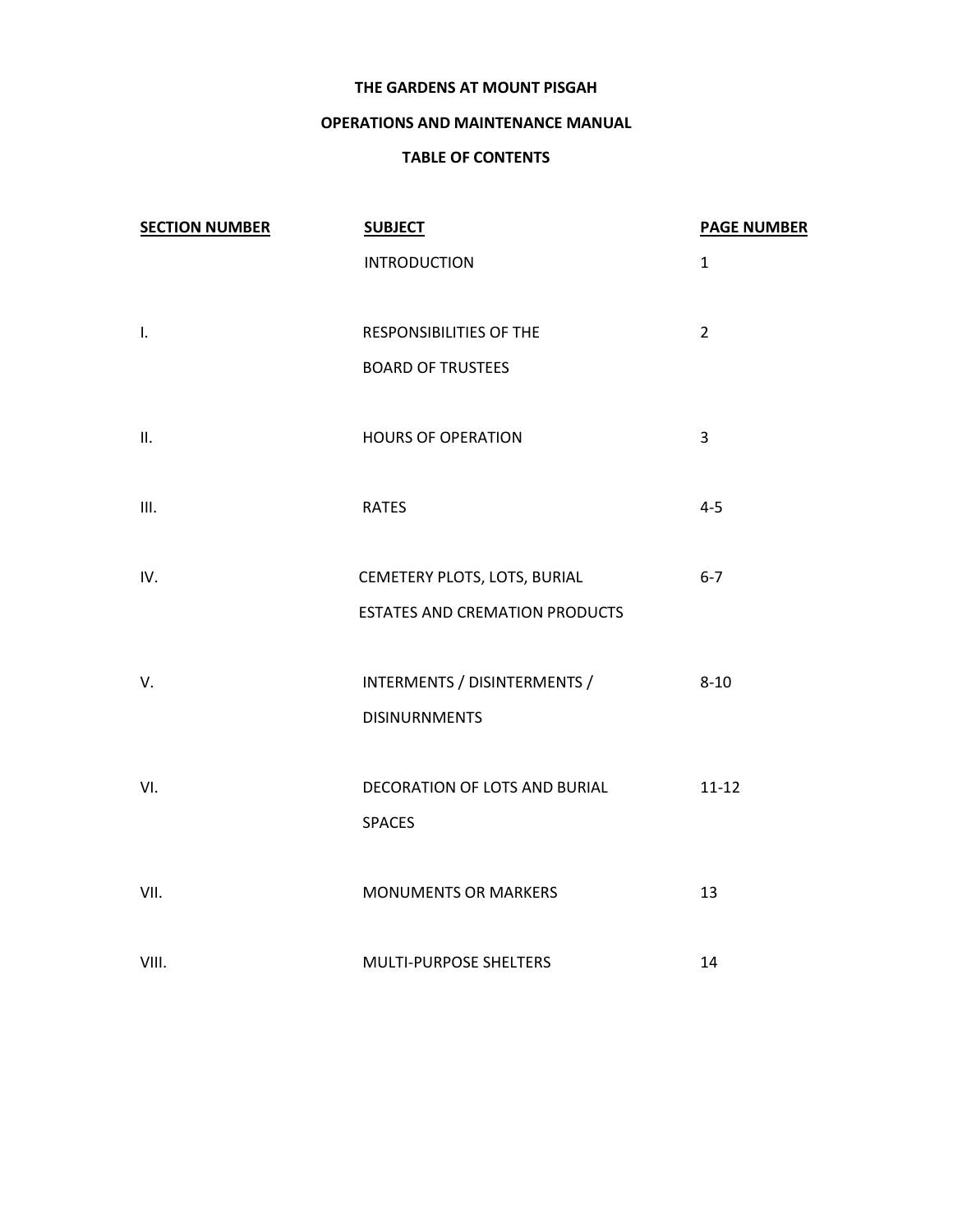# THE GARDENS AT MOUNT PISGAH

## OPERATIONS AND MAINTENANCE MANUAL

## TABLE OF CONTENTS

| SECTION NUMBER | SUBJECT | PAGE NUMBER |
| --- | --- | --- |
| | INTRODUCTION | 1 |
| I. | RESPONSIBILITIES OF THE BOARD OF TRUSTEES | 2 |
| II. | HOURS OF OPERATION | 3 |
| III. | RATES | 4-5 |
| IV. | CEMETERY PLOTS, LOTS, BURIAL ESTATES AND CREMATION PRODUCTS | 6-7 |
| V. | INTERMENTS / DISINTERMENTS / DISINURNMENTS | 8-10 |
| VI. | DECORATION OF LOTS AND BURIAL SPACES | 11-12 |
| VII. | MONUMENTS OR MARKERS | 13 |
| VIII. | MULTI-PURPOSE SHELTERS | 14 |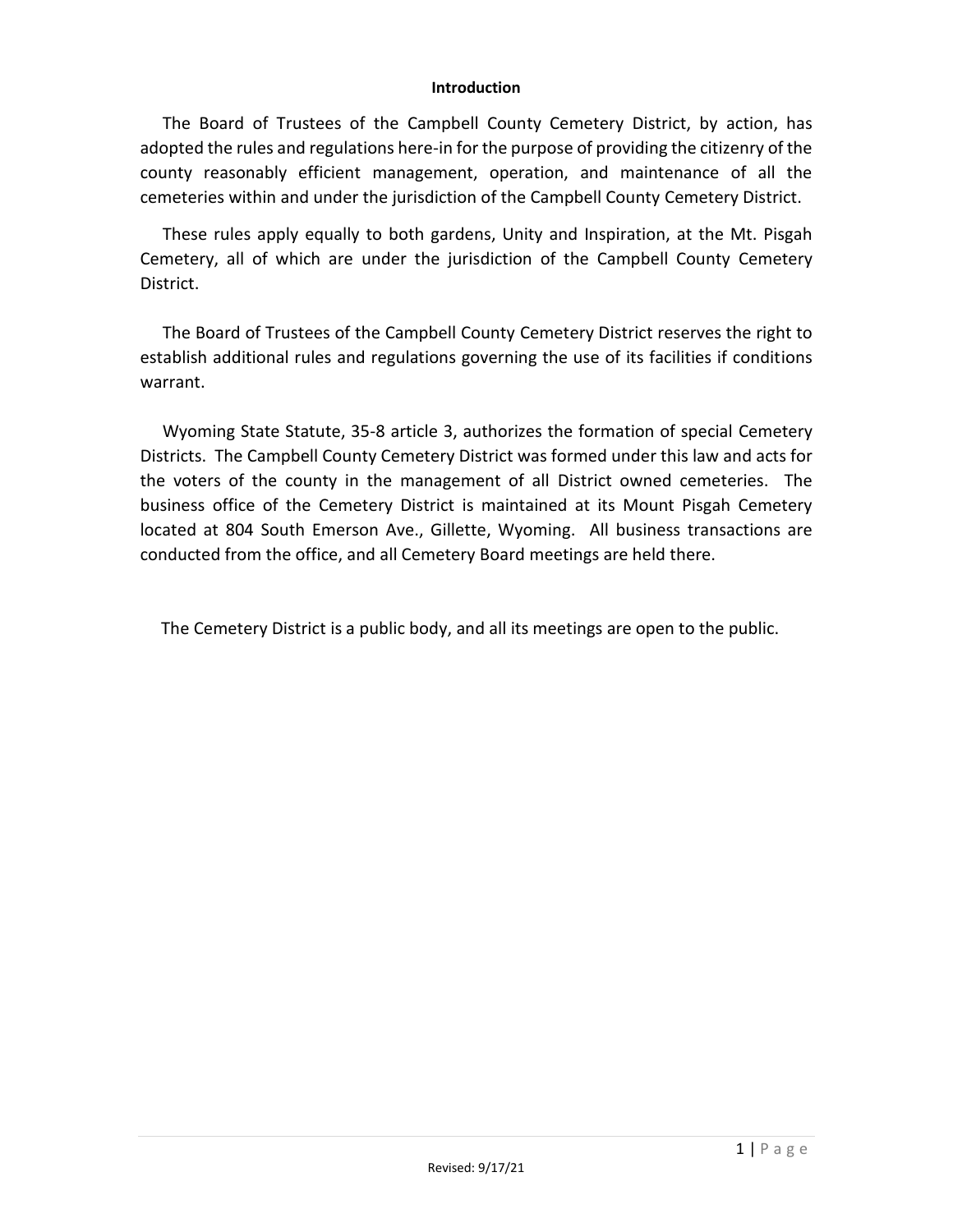# Introduction

The Board of Trustees of the Campbell County Cemetery District, by action, has adopted the rules and regulations here-in for the purpose of providing the citizenry of the county reasonably efficient management, operation, and maintenance of all the cemeteries within and under the jurisdiction of the Campbell County Cemetery District.

These rules apply equally to both gardens, Unity and Inspiration, at the Mt. Pisgah Cemetery, all of which are under the jurisdiction of the Campbell County Cemetery District.

The Board of Trustees of the Campbell County Cemetery District reserves the right to establish additional rules and regulations governing the use of its facilities if conditions warrant.

Wyoming State Statute, 35-8 article 3, authorizes the formation of special Cemetery Districts. The Campbell County Cemetery District was formed under this law and acts for the voters of the county in the management of all District owned cemeteries. The business office of the Cemetery District is maintained at its Mount Pisgah Cemetery located at 804 South Emerson Ave., Gillette, Wyoming. All business transactions are conducted from the office, and all Cemetery Board meetings are held there.

The Cemetery District is a public body, and all its meetings are open to the public.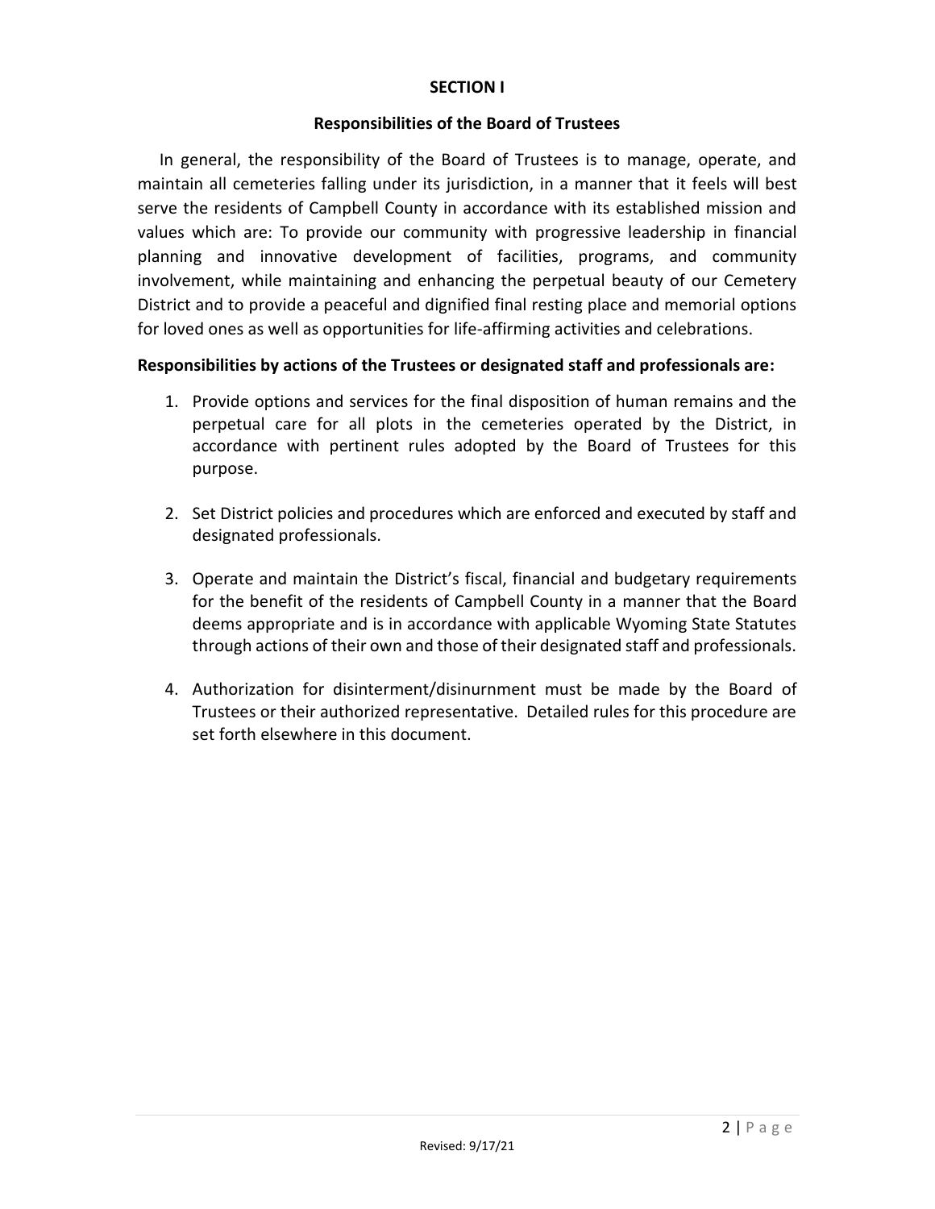## SECTION I

### Responsibilities of the Board of Trustees

In general, the responsibility of the Board of Trustees is to manage, operate, and maintain all cemeteries falling under its jurisdiction, in a manner that it feels will best serve the residents of Campbell County in accordance with its established mission and values which are: To provide our community with progressive leadership in financial planning and innovative development of facilities, programs, and community involvement, while maintaining and enhancing the perpetual beauty of our Cemetery District and to provide a peaceful and dignified final resting place and memorial options for loved ones as well as opportunities for life-affirming activities and celebrations.

**Responsibilities by actions of the Trustees or designated staff and professionals are:**

1. Provide options and services for the final disposition of human remains and the perpetual care for all plots in the cemeteries operated by the District, in accordance with pertinent rules adopted by the Board of Trustees for this purpose.

2. Set District policies and procedures which are enforced and executed by staff and designated professionals.

3. Operate and maintain the District's fiscal, financial and budgetary requirements for the benefit of the residents of Campbell County in a manner that the Board deems appropriate and is in accordance with applicable Wyoming State Statutes through actions of their own and those of their designated staff and professionals.

4. Authorization for disinterment/disinurnment must be made by the Board of Trustees or their authorized representative. Detailed rules for this procedure are set forth elsewhere in this document.

Revised: 9/17/21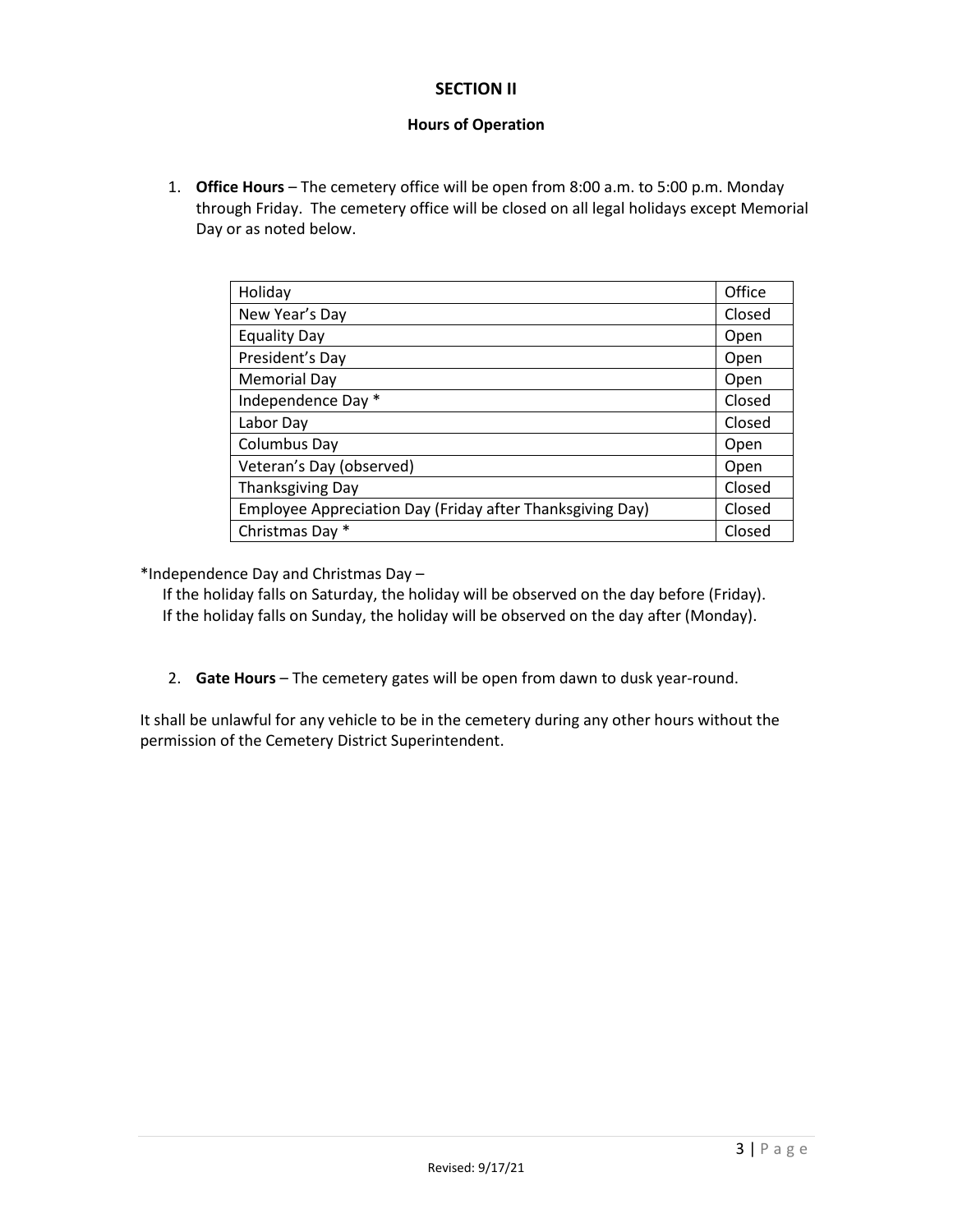## SECTION II

### Hours of Operation

1. **Office Hours** – The cemetery office will be open from 8:00 a.m. to 5:00 p.m. Monday through Friday. The cemetery office will be closed on all legal holidays except Memorial Day or as noted below.

| Holiday | Office |
|---|---|
| New Year's Day | Closed |
| Equality Day | Open |
| President's Day | Open |
| Memorial Day | Open |
| Independence Day * | Closed |
| Labor Day | Closed |
| Columbus Day | Open |
| Veteran's Day (observed) | Open |
| Thanksgiving Day | Closed |
| Employee Appreciation Day (Friday after Thanksgiving Day) | Closed |
| Christmas Day * | Closed |

*Independence Day and Christmas Day –
If the holiday falls on Saturday, the holiday will be observed on the day before (Friday).
If the holiday falls on Sunday, the holiday will be observed on the day after (Monday).

2. **Gate Hours** – The cemetery gates will be open from dawn to dusk year-round.

It shall be unlawful for any vehicle to be in the cemetery during any other hours without the permission of the Cemetery District Superintendent.

Revised: 9/17/21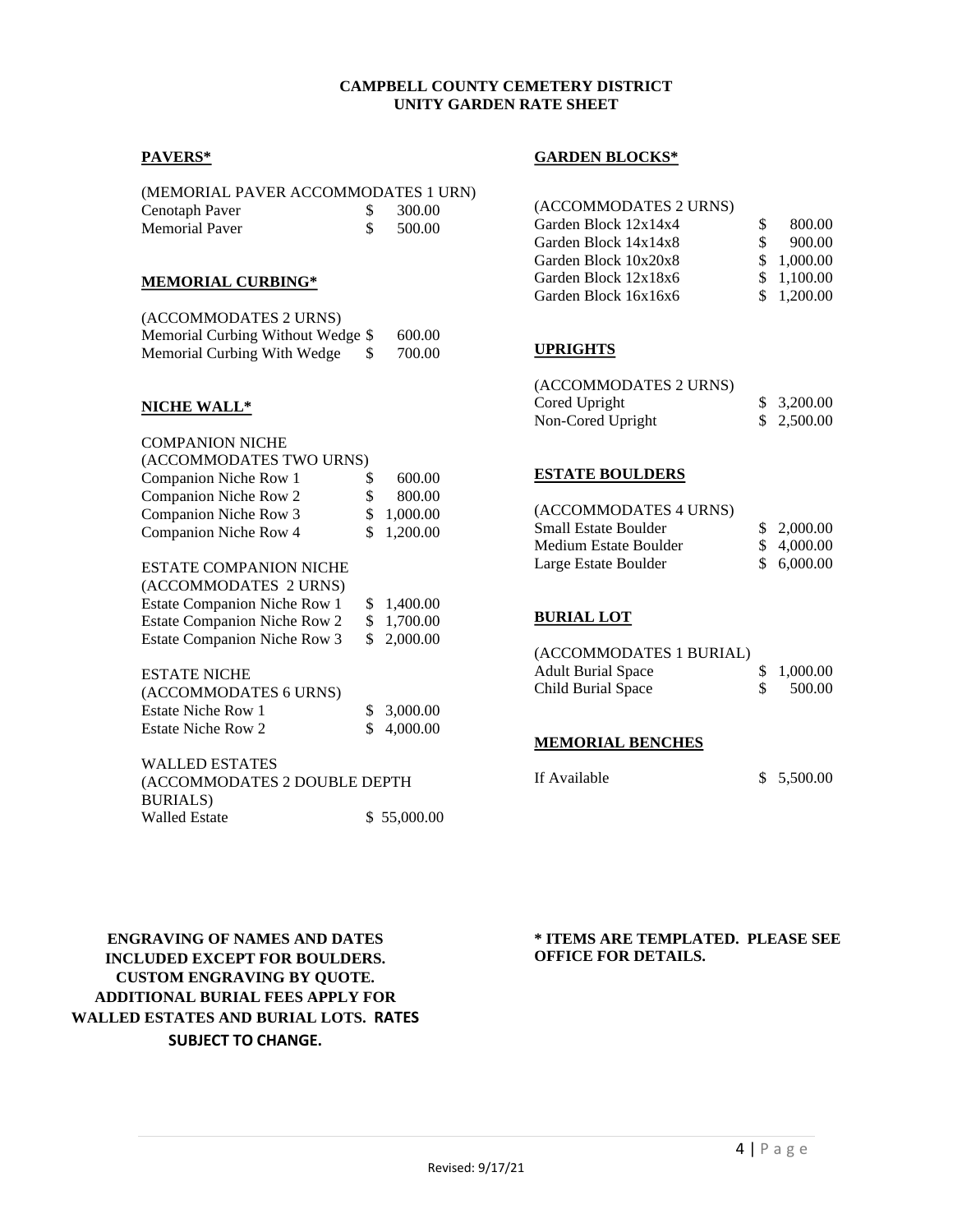**CAMPBELL COUNTY CEMETERY DISTRICT**
**UNITY GARDEN RATE SHEET**

## PAVERS*

(MEMORIAL PAVER ACCOMMODATES 1 URN)

| Item | Price |
|---|---|
| Cenotaph Paver | $ 300.00 |
| Memorial Paver | $ 500.00 |

## MEMORIAL CURBING*

(ACCOMMODATES 2 URNS)

| Item | Price |
|---|---|
| Memorial Curbing Without Wedge | $ 600.00 |
| Memorial Curbing With Wedge | $ 700.00 |

## NICHE WALL*

COMPANION NICHE
(ACCOMMODATES TWO URNS)

| Item | Price |
|---|---|
| Companion Niche Row 1 | $ 600.00 |
| Companion Niche Row 2 | $ 800.00 |
| Companion Niche Row 3 | $ 1,000.00 |
| Companion Niche Row 4 | $ 1,200.00 |

ESTATE COMPANION NICHE
(ACCOMMODATES 2 URNS)

| Item | Price |
|---|---|
| Estate Companion Niche Row 1 | $ 1,400.00 |
| Estate Companion Niche Row 2 | $ 1,700.00 |
| Estate Companion Niche Row 3 | $ 2,000.00 |

ESTATE NICHE
(ACCOMMODATES 6 URNS)

| Item | Price |
|---|---|
| Estate Niche Row 1 | $ 3,000.00 |
| Estate Niche Row 2 | $ 4,000.00 |

WALLED ESTATES
(ACCOMMODATES 2 DOUBLE DEPTH BURIALS)

| Item | Price |
|---|---|
| Walled Estate | $ 55,000.00 |

## GARDEN BLOCKS*

(ACCOMMODATES 2 URNS)

| Item | Price |
|---|---|
| Garden Block 12x14x4 | $ 800.00 |
| Garden Block 14x14x8 | $ 900.00 |
| Garden Block 10x20x8 | $ 1,000.00 |
| Garden Block 12x18x6 | $ 1,100.00 |
| Garden Block 16x16x6 | $ 1,200.00 |

## UPRIGHTS

(ACCOMMODATES 2 URNS)

| Item | Price |
|---|---|
| Cored Upright | $ 3,200.00 |
| Non-Cored Upright | $ 2,500.00 |

## ESTATE BOULDERS

(ACCOMMODATES 4 URNS)

| Item | Price |
|---|---|
| Small Estate Boulder | $ 2,000.00 |
| Medium Estate Boulder | $ 4,000.00 |
| Large Estate Boulder | $ 6,000.00 |

## BURIAL LOT

(ACCOMMODATES 1 BURIAL)

| Item | Price |
|---|---|
| Adult Burial Space | $ 1,000.00 |
| Child Burial Space | $ 500.00 |

## MEMORIAL BENCHES

| Item | Price |
|---|---|
| If Available | $ 5,500.00 |

**ENGRAVING OF NAMES AND DATES INCLUDED EXCEPT FOR BOULDERS. CUSTOM ENGRAVING BY QUOTE. ADDITIONAL BURIAL FEES APPLY FOR WALLED ESTATES AND BURIAL LOTS. RATES SUBJECT TO CHANGE.**

**\* ITEMS ARE TEMPLATED. PLEASE SEE OFFICE FOR DETAILS.**

Revised: 9/17/21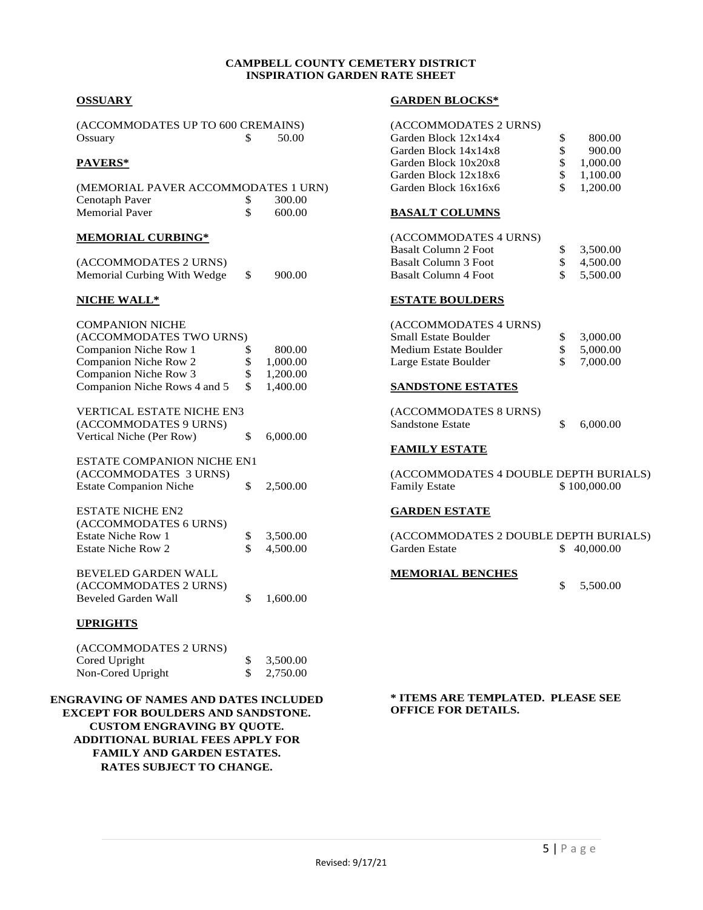# CAMPBELL COUNTY CEMETERY DISTRICT
## INSPIRATION GARDEN RATE SHEET

### OSSUARY

(ACCOMMODATES UP TO 600 CREMAINS)

| Item | Price |
|---|---|
| Ossuary | $ 50.00 |

### PAVERS*

(MEMORIAL PAVER ACCOMMODATES 1 URN)

| Item | Price |
|---|---|
| Cenotaph Paver | $ 300.00 |
| Memorial Paver | $ 600.00 |

### MEMORIAL CURBING*

(ACCOMMODATES 2 URNS)

| Item | Price |
|---|---|
| Memorial Curbing With Wedge | $ 900.00 |

### NICHE WALL*

COMPANION NICHE
(ACCOMMODATES TWO URNS)

| Item | Price |
|---|---|
| Companion Niche Row 1 | $ 800.00 |
| Companion Niche Row 2 | $ 1,000.00 |
| Companion Niche Row 3 | $ 1,200.00 |
| Companion Niche Rows 4 and 5 | $ 1,400.00 |

VERTICAL ESTATE NICHE EN3
(ACCOMMODATES 9 URNS)

| Item | Price |
|---|---|
| Vertical Niche (Per Row) | $ 6,000.00 |

ESTATE COMPANION NICHE EN1
(ACCOMMODATES 3 URNS)

| Item | Price |
|---|---|
| Estate Companion Niche | $ 2,500.00 |

ESTATE NICHE EN2
(ACCOMMODATES 6 URNS)

| Item | Price |
|---|---|
| Estate Niche Row 1 | $ 3,500.00 |
| Estate Niche Row 2 | $ 4,500.00 |

BEVELED GARDEN WALL
(ACCOMMODATES 2 URNS)

| Item | Price |
|---|---|
| Beveled Garden Wall | $ 1,600.00 |

### UPRIGHTS

(ACCOMMODATES 2 URNS)

| Item | Price |
|---|---|
| Cored Upright | $ 3,500.00 |
| Non-Cored Upright | $ 2,750.00 |

### GARDEN BLOCKS*

(ACCOMMODATES 2 URNS)

| Item | Price |
|---|---|
| Garden Block 12x14x4 | $ 800.00 |
| Garden Block 14x14x8 | $ 900.00 |
| Garden Block 10x20x8 | $ 1,000.00 |
| Garden Block 12x18x6 | $ 1,100.00 |
| Garden Block 16x16x6 | $ 1,200.00 |

### BASALT COLUMNS

(ACCOMMODATES 4 URNS)

| Item | Price |
|---|---|
| Basalt Column 2 Foot | $ 3,500.00 |
| Basalt Column 3 Foot | $ 4,500.00 |
| Basalt Column 4 Foot | $ 5,500.00 |

### ESTATE BOULDERS

(ACCOMMODATES 4 URNS)

| Item | Price |
|---|---|
| Small Estate Boulder | $ 3,000.00 |
| Medium Estate Boulder | $ 5,000.00 |
| Large Estate Boulder | $ 7,000.00 |

### SANDSTONE ESTATES

(ACCOMMODATES 8 URNS)

| Item | Price |
|---|---|
| Sandstone Estate | $ 6,000.00 |

### FAMILY ESTATE

(ACCOMMODATES 4 DOUBLE DEPTH BURIALS)

| Item | Price |
|---|---|
| Family Estate | $ 100,000.00 |

### GARDEN ESTATE

(ACCOMMODATES 2 DOUBLE DEPTH BURIALS)

| Item | Price |
|---|---|
| Garden Estate | $ 40,000.00 |

### MEMORIAL BENCHES

$ 5,500.00

**ENGRAVING OF NAMES AND DATES INCLUDED EXCEPT FOR BOULDERS AND SANDSTONE.**
**CUSTOM ENGRAVING BY QUOTE.**
**ADDITIONAL BURIAL FEES APPLY FOR FAMILY AND GARDEN ESTATES.**
**RATES SUBJECT TO CHANGE.**

**\* ITEMS ARE TEMPLATED. PLEASE SEE OFFICE FOR DETAILS.**

Revised: 9/17/21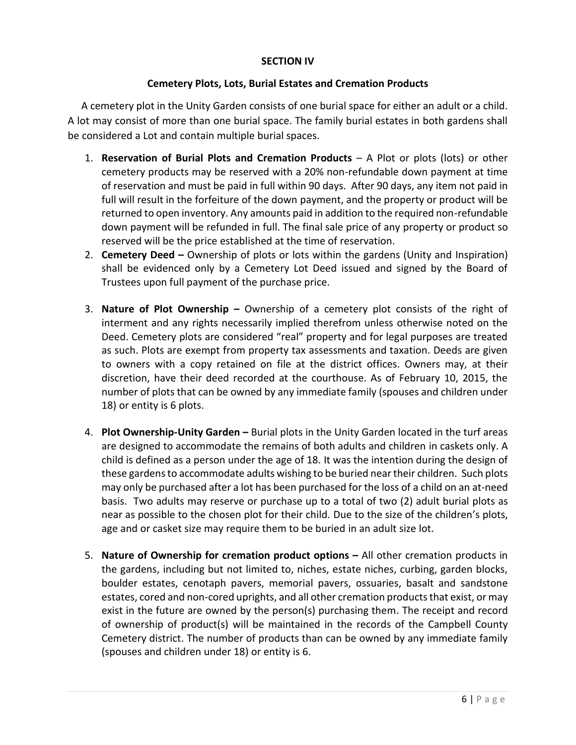## SECTION IV

### Cemetery Plots, Lots, Burial Estates and Cremation Products

A cemetery plot in the Unity Garden consists of one burial space for either an adult or a child. A lot may consist of more than one burial space. The family burial estates in both gardens shall be considered a Lot and contain multiple burial spaces.

1. **Reservation of Burial Plots and Cremation Products** – A Plot or plots (lots) or other cemetery products may be reserved with a 20% non-refundable down payment at time of reservation and must be paid in full within 90 days. After 90 days, any item not paid in full will result in the forfeiture of the down payment, and the property or product will be returned to open inventory. Any amounts paid in addition to the required non-refundable down payment will be refunded in full. The final sale price of any property or product so reserved will be the price established at the time of reservation.
2. **Cemetery Deed –** Ownership of plots or lots within the gardens (Unity and Inspiration) shall be evidenced only by a Cemetery Lot Deed issued and signed by the Board of Trustees upon full payment of the purchase price.
3. **Nature of Plot Ownership –** Ownership of a cemetery plot consists of the right of interment and any rights necessarily implied therefrom unless otherwise noted on the Deed. Cemetery plots are considered "real" property and for legal purposes are treated as such. Plots are exempt from property tax assessments and taxation. Deeds are given to owners with a copy retained on file at the district offices. Owners may, at their discretion, have their deed recorded at the courthouse. As of February 10, 2015, the number of plots that can be owned by any immediate family (spouses and children under 18) or entity is 6 plots.
4. **Plot Ownership-Unity Garden –** Burial plots in the Unity Garden located in the turf areas are designed to accommodate the remains of both adults and children in caskets only. A child is defined as a person under the age of 18. It was the intention during the design of these gardens to accommodate adults wishing to be buried near their children. Such plots may only be purchased after a lot has been purchased for the loss of a child on an at-need basis. Two adults may reserve or purchase up to a total of two (2) adult burial plots as near as possible to the chosen plot for their child. Due to the size of the children's plots, age and or casket size may require them to be buried in an adult size lot.
5. **Nature of Ownership for cremation product options –** All other cremation products in the gardens, including but not limited to, niches, estate niches, curbing, garden blocks, boulder estates, cenotaph pavers, memorial pavers, ossuaries, basalt and sandstone estates, cored and non-cored uprights, and all other cremation products that exist, or may exist in the future are owned by the person(s) purchasing them. The receipt and record of ownership of product(s) will be maintained in the records of the Campbell County Cemetery district. The number of products than can be owned by any immediate family (spouses and children under 18) or entity is 6.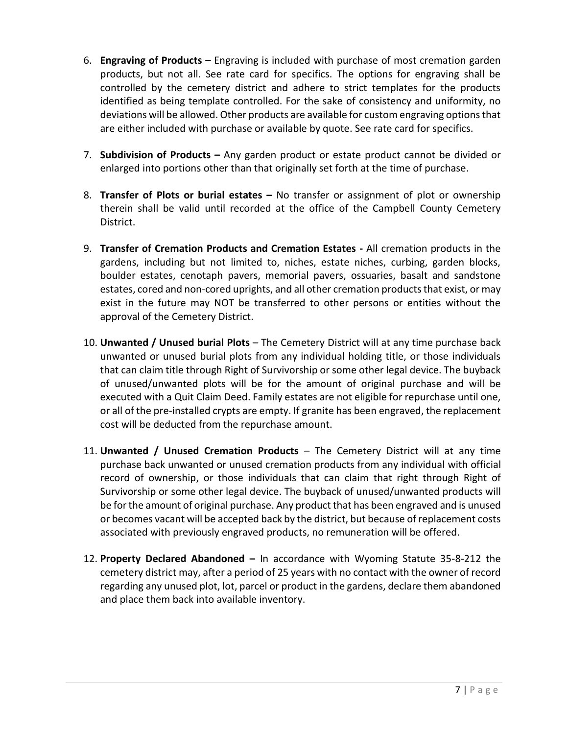6. **Engraving of Products –** Engraving is included with purchase of most cremation garden products, but not all. See rate card for specifics. The options for engraving shall be controlled by the cemetery district and adhere to strict templates for the products identified as being template controlled. For the sake of consistency and uniformity, no deviations will be allowed. Other products are available for custom engraving options that are either included with purchase or available by quote. See rate card for specifics.

7. **Subdivision of Products –** Any garden product or estate product cannot be divided or enlarged into portions other than that originally set forth at the time of purchase.

8. **Transfer of Plots or burial estates –** No transfer or assignment of plot or ownership therein shall be valid until recorded at the office of the Campbell County Cemetery District.

9. **Transfer of Cremation Products and Cremation Estates -** All cremation products in the gardens, including but not limited to, niches, estate niches, curbing, garden blocks, boulder estates, cenotaph pavers, memorial pavers, ossuaries, basalt and sandstone estates, cored and non-cored uprights, and all other cremation products that exist, or may exist in the future may NOT be transferred to other persons or entities without the approval of the Cemetery District.

10. **Unwanted / Unused burial Plots** – The Cemetery District will at any time purchase back unwanted or unused burial plots from any individual holding title, or those individuals that can claim title through Right of Survivorship or some other legal device. The buyback of unused/unwanted plots will be for the amount of original purchase and will be executed with a Quit Claim Deed. Family estates are not eligible for repurchase until one, or all of the pre-installed crypts are empty. If granite has been engraved, the replacement cost will be deducted from the repurchase amount.

11. **Unwanted / Unused Cremation Products** – The Cemetery District will at any time purchase back unwanted or unused cremation products from any individual with official record of ownership, or those individuals that can claim that right through Right of Survivorship or some other legal device. The buyback of unused/unwanted products will be for the amount of original purchase. Any product that has been engraved and is unused or becomes vacant will be accepted back by the district, but because of replacement costs associated with previously engraved products, no remuneration will be offered.

12. **Property Declared Abandoned –** In accordance with Wyoming Statute 35-8-212 the cemetery district may, after a period of 25 years with no contact with the owner of record regarding any unused plot, lot, parcel or product in the gardens, declare them abandoned and place them back into available inventory.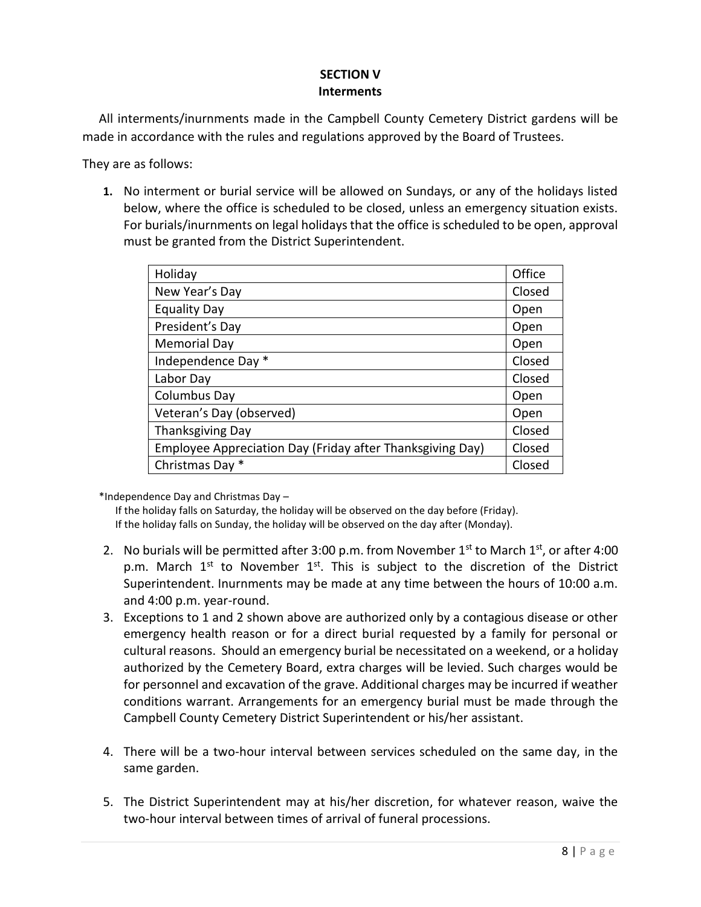## SECTION V
## Interments

All interments/inurnments made in the Campbell County Cemetery District gardens will be made in accordance with the rules and regulations approved by the Board of Trustees.

They are as follows:

1. No interment or burial service will be allowed on Sundays, or any of the holidays listed below, where the office is scheduled to be closed, unless an emergency situation exists. For burials/inurnments on legal holidays that the office is scheduled to be open, approval must be granted from the District Superintendent.

| Holiday | Office |
|---|---|
| New Year's Day | Closed |
| Equality Day | Open |
| President's Day | Open |
| Memorial Day | Open |
| Independence Day * | Closed |
| Labor Day | Closed |
| Columbus Day | Open |
| Veteran's Day (observed) | Open |
| Thanksgiving Day | Closed |
| Employee Appreciation Day (Friday after Thanksgiving Day) | Closed |
| Christmas Day * | Closed |

*Independence Day and Christmas Day –
If the holiday falls on Saturday, the holiday will be observed on the day before (Friday).
If the holiday falls on Sunday, the holiday will be observed on the day after (Monday).

2. No burials will be permitted after 3:00 p.m. from November 1st to March 1st, or after 4:00 p.m. March 1st to November 1st. This is subject to the discretion of the District Superintendent. Inurnments may be made at any time between the hours of 10:00 a.m. and 4:00 p.m. year-round.
3. Exceptions to 1 and 2 shown above are authorized only by a contagious disease or other emergency health reason or for a direct burial requested by a family for personal or cultural reasons. Should an emergency burial be necessitated on a weekend, or a holiday authorized by the Cemetery Board, extra charges will be levied. Such charges would be for personnel and excavation of the grave. Additional charges may be incurred if weather conditions warrant. Arrangements for an emergency burial must be made through the Campbell County Cemetery District Superintendent or his/her assistant.
4. There will be a two-hour interval between services scheduled on the same day, in the same garden.
5. The District Superintendent may at his/her discretion, for whatever reason, waive the two-hour interval between times of arrival of funeral processions.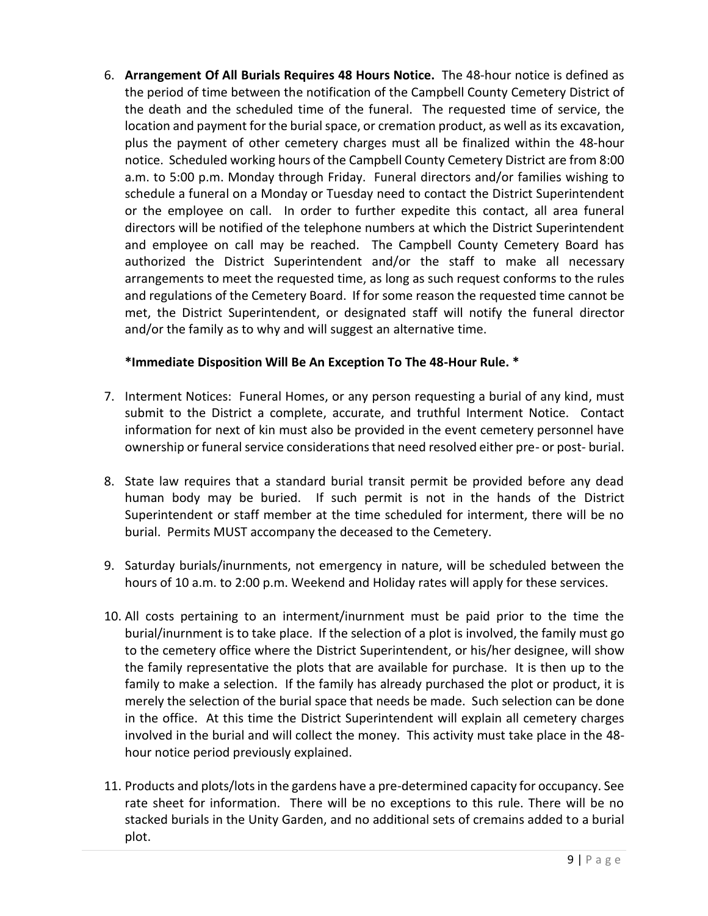6. **Arrangement Of All Burials Requires 48 Hours Notice.** The 48-hour notice is defined as the period of time between the notification of the Campbell County Cemetery District of the death and the scheduled time of the funeral. The requested time of service, the location and payment for the burial space, or cremation product, as well as its excavation, plus the payment of other cemetery charges must all be finalized within the 48-hour notice. Scheduled working hours of the Campbell County Cemetery District are from 8:00 a.m. to 5:00 p.m. Monday through Friday. Funeral directors and/or families wishing to schedule a funeral on a Monday or Tuesday need to contact the District Superintendent or the employee on call. In order to further expedite this contact, all area funeral directors will be notified of the telephone numbers at which the District Superintendent and employee on call may be reached. The Campbell County Cemetery Board has authorized the District Superintendent and/or the staff to make all necessary arrangements to meet the requested time, as long as such request conforms to the rules and regulations of the Cemetery Board. If for some reason the requested time cannot be met, the District Superintendent, or designated staff will notify the funeral director and/or the family as to why and will suggest an alternative time.

   **\*Immediate Disposition Will Be An Exception To The 48-Hour Rule. \***

7. Interment Notices: Funeral Homes, or any person requesting a burial of any kind, must submit to the District a complete, accurate, and truthful Interment Notice. Contact information for next of kin must also be provided in the event cemetery personnel have ownership or funeral service considerations that need resolved either pre- or post- burial.

8. State law requires that a standard burial transit permit be provided before any dead human body may be buried. If such permit is not in the hands of the District Superintendent or staff member at the time scheduled for interment, there will be no burial. Permits MUST accompany the deceased to the Cemetery.

9. Saturday burials/inurnments, not emergency in nature, will be scheduled between the hours of 10 a.m. to 2:00 p.m. Weekend and Holiday rates will apply for these services.

10. All costs pertaining to an interment/inurnment must be paid prior to the time the burial/inurnment is to take place. If the selection of a plot is involved, the family must go to the cemetery office where the District Superintendent, or his/her designee, will show the family representative the plots that are available for purchase. It is then up to the family to make a selection. If the family has already purchased the plot or product, it is merely the selection of the burial space that needs be made. Such selection can be done in the office. At this time the District Superintendent will explain all cemetery charges involved in the burial and will collect the money. This activity must take place in the 48-hour notice period previously explained.

11. Products and plots/lots in the gardens have a pre-determined capacity for occupancy. See rate sheet for information. There will be no exceptions to this rule. There will be no stacked burials in the Unity Garden, and no additional sets of cremains added to a burial plot.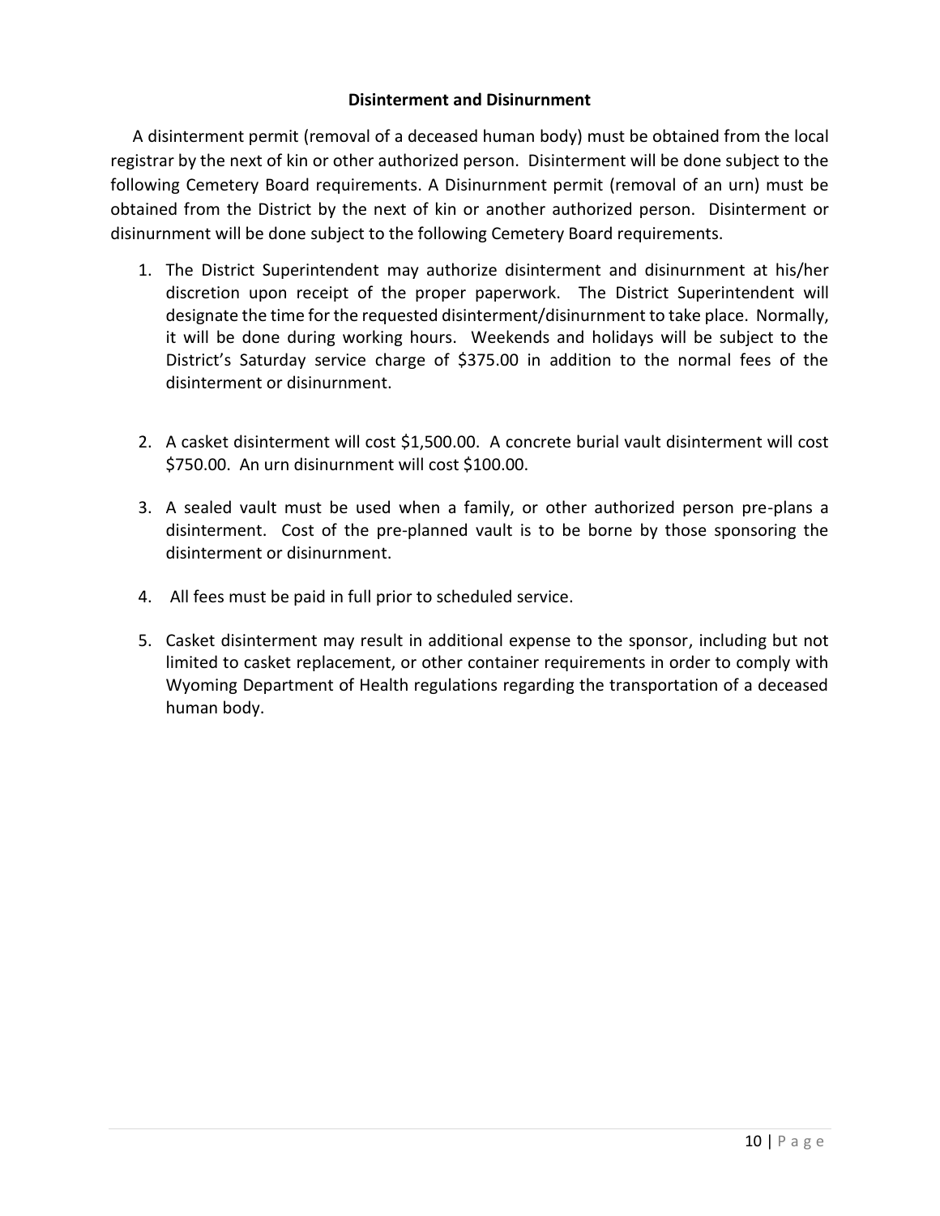## Disinterment and Disinurnment

A disinterment permit (removal of a deceased human body) must be obtained from the local registrar by the next of kin or other authorized person. Disinterment will be done subject to the following Cemetery Board requirements. A Disinurnment permit (removal of an urn) must be obtained from the District by the next of kin or another authorized person. Disinterment or disinurnment will be done subject to the following Cemetery Board requirements.

1. The District Superintendent may authorize disinterment and disinurnment at his/her discretion upon receipt of the proper paperwork. The District Superintendent will designate the time for the requested disinterment/disinurnment to take place. Normally, it will be done during working hours. Weekends and holidays will be subject to the District's Saturday service charge of $375.00 in addition to the normal fees of the disinterment or disinurnment.

2. A casket disinterment will cost $1,500.00. A concrete burial vault disinterment will cost $750.00. An urn disinurnment will cost $100.00.

3. A sealed vault must be used when a family, or other authorized person pre-plans a disinterment. Cost of the pre-planned vault is to be borne by those sponsoring the disinterment or disinurnment.

4. All fees must be paid in full prior to scheduled service.

5. Casket disinterment may result in additional expense to the sponsor, including but not limited to casket replacement, or other container requirements in order to comply with Wyoming Department of Health regulations regarding the transportation of a deceased human body.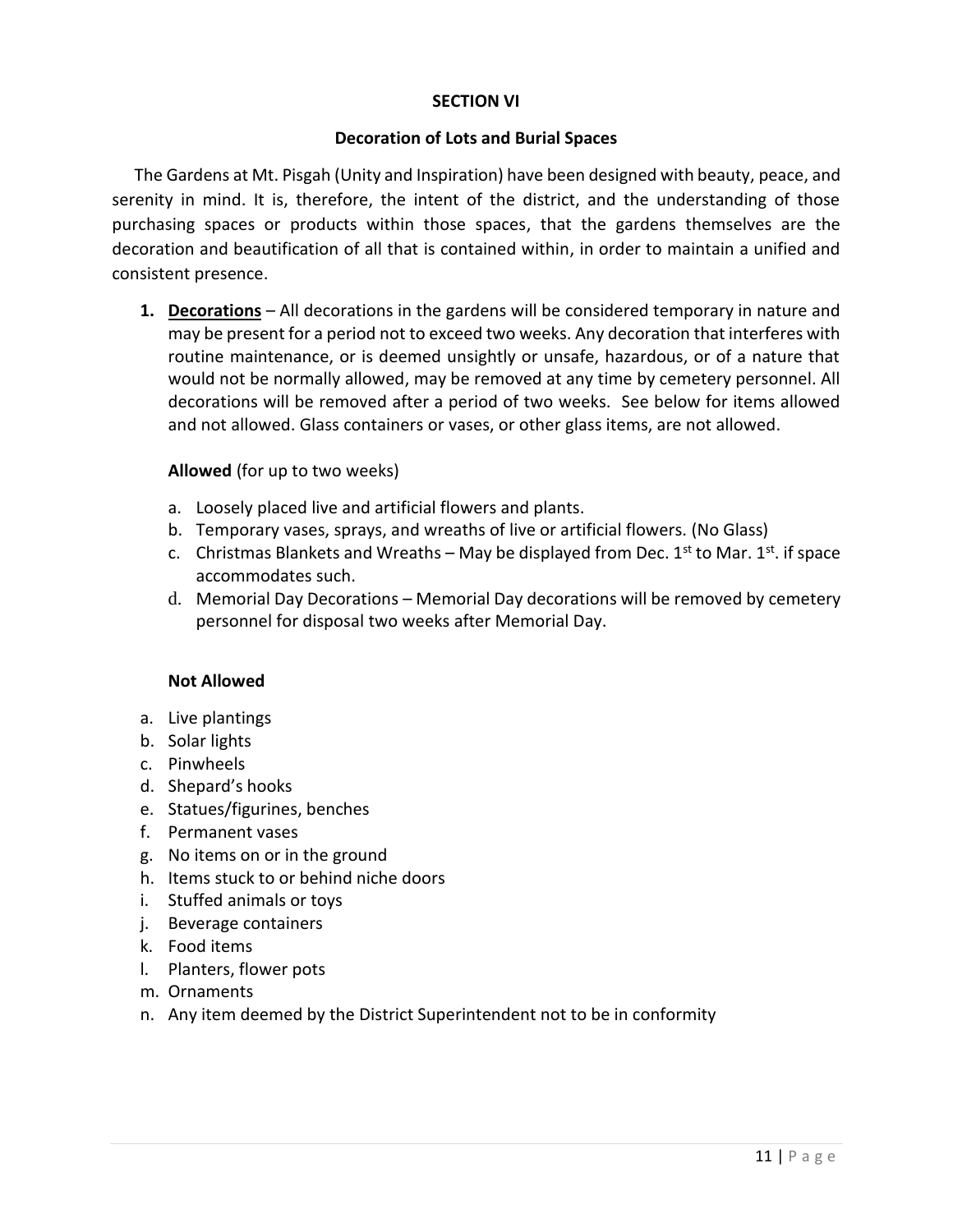## SECTION VI

### Decoration of Lots and Burial Spaces

The Gardens at Mt. Pisgah (Unity and Inspiration) have been designed with beauty, peace, and serenity in mind. It is, therefore, the intent of the district, and the understanding of those purchasing spaces or products within those spaces, that the gardens themselves are the decoration and beautification of all that is contained within, in order to maintain a unified and consistent presence.

1. **<u>Decorations</u>** – All decorations in the gardens will be considered temporary in nature and may be present for a period not to exceed two weeks. Any decoration that interferes with routine maintenance, or is deemed unsightly or unsafe, hazardous, or of a nature that would not be normally allowed, may be removed at any time by cemetery personnel. All decorations will be removed after a period of two weeks. See below for items allowed and not allowed. Glass containers or vases, or other glass items, are not allowed.

   **Allowed** (for up to two weeks)

   a. Loosely placed live and artificial flowers and plants.
   b. Temporary vases, sprays, and wreaths of live or artificial flowers. (No Glass)
   c. Christmas Blankets and Wreaths – May be displayed from Dec. 1st to Mar. 1st. if space accommodates such.
   d. Memorial Day Decorations – Memorial Day decorations will be removed by cemetery personnel for disposal two weeks after Memorial Day.

   **Not Allowed**

a. Live plantings
b. Solar lights
c. Pinwheels
d. Shepard's hooks
e. Statues/figurines, benches
f. Permanent vases
g. No items on or in the ground
h. Items stuck to or behind niche doors
i. Stuffed animals or toys
j. Beverage containers
k. Food items
l. Planters, flower pots
m. Ornaments
n. Any item deemed by the District Superintendent not to be in conformity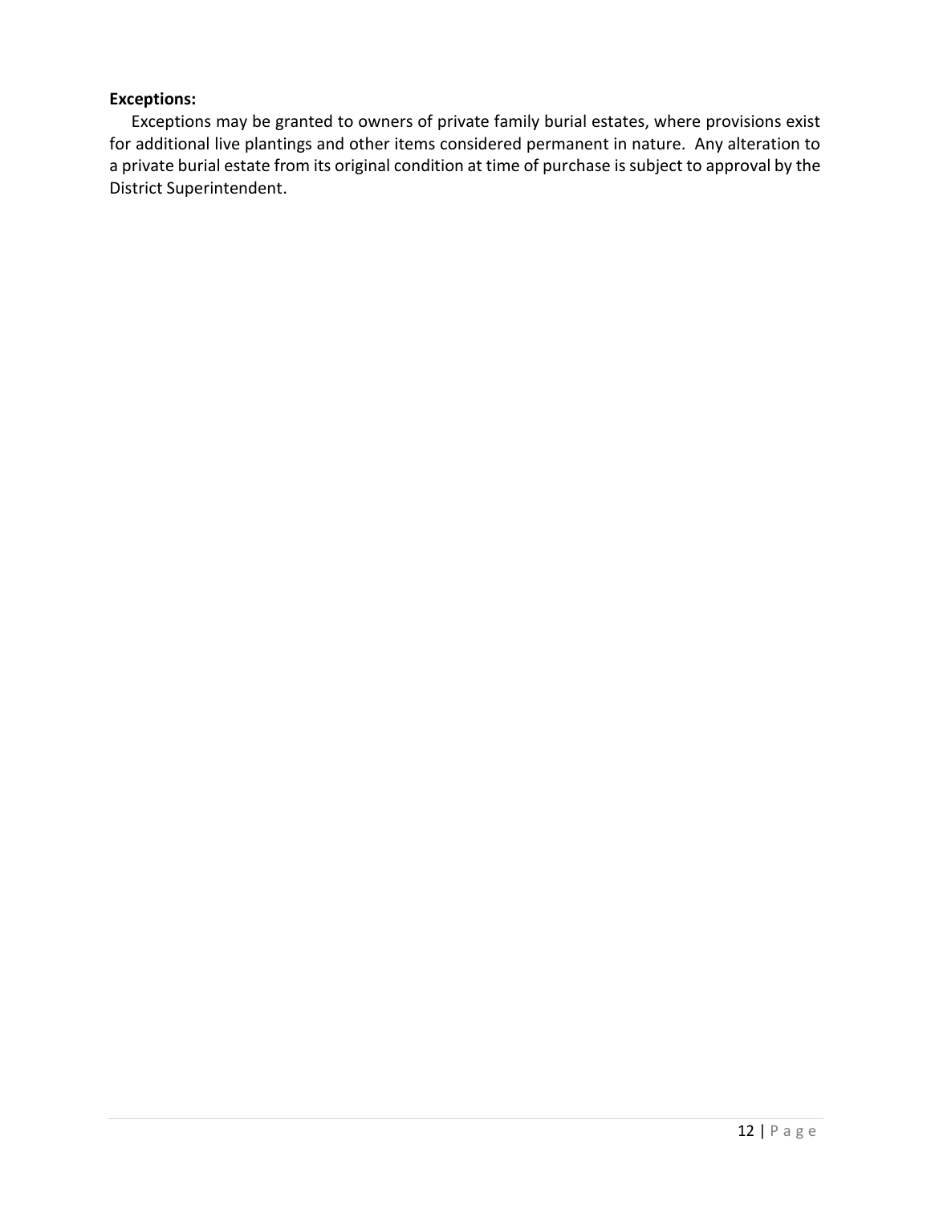**Exceptions:**

Exceptions may be granted to owners of private family burial estates, where provisions exist for additional live plantings and other items considered permanent in nature. Any alteration to a private burial estate from its original condition at time of purchase is subject to approval by the District Superintendent.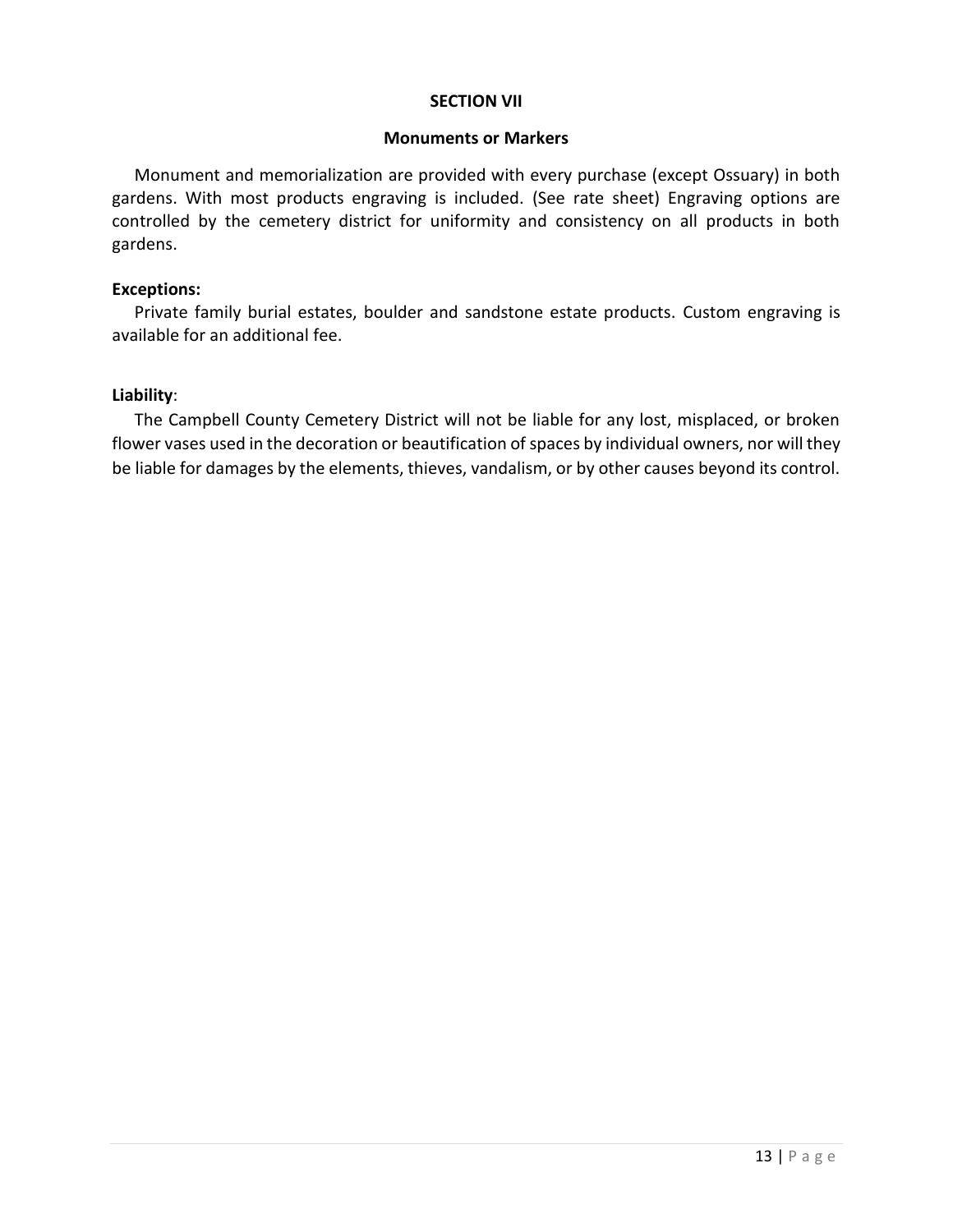## SECTION VII

### Monuments or Markers

Monument and memorialization are provided with every purchase (except Ossuary) in both gardens. With most products engraving is included. (See rate sheet) Engraving options are controlled by the cemetery district for uniformity and consistency on all products in both gardens.

**Exceptions:**

Private family burial estates, boulder and sandstone estate products. Custom engraving is available for an additional fee.

**Liability**:

The Campbell County Cemetery District will not be liable for any lost, misplaced, or broken flower vases used in the decoration or beautification of spaces by individual owners, nor will they be liable for damages by the elements, thieves, vandalism, or by other causes beyond its control.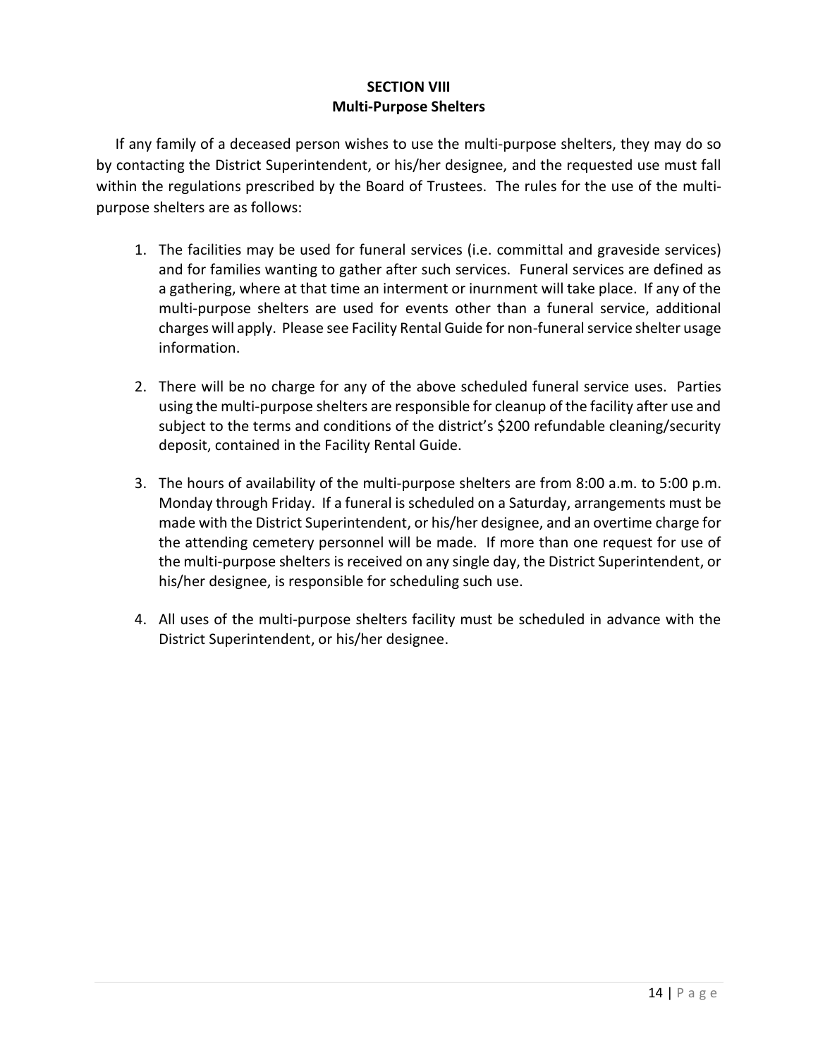## SECTION VIII
## Multi-Purpose Shelters

If any family of a deceased person wishes to use the multi-purpose shelters, they may do so by contacting the District Superintendent, or his/her designee, and the requested use must fall within the regulations prescribed by the Board of Trustees. The rules for the use of the multi-purpose shelters are as follows:

1. The facilities may be used for funeral services (i.e. committal and graveside services) and for families wanting to gather after such services. Funeral services are defined as a gathering, where at that time an interment or inurnment will take place. If any of the multi-purpose shelters are used for events other than a funeral service, additional charges will apply. Please see Facility Rental Guide for non-funeral service shelter usage information.

2. There will be no charge for any of the above scheduled funeral service uses. Parties using the multi-purpose shelters are responsible for cleanup of the facility after use and subject to the terms and conditions of the district's $200 refundable cleaning/security deposit, contained in the Facility Rental Guide.

3. The hours of availability of the multi-purpose shelters are from 8:00 a.m. to 5:00 p.m. Monday through Friday. If a funeral is scheduled on a Saturday, arrangements must be made with the District Superintendent, or his/her designee, and an overtime charge for the attending cemetery personnel will be made. If more than one request for use of the multi-purpose shelters is received on any single day, the District Superintendent, or his/her designee, is responsible for scheduling such use.

4. All uses of the multi-purpose shelters facility must be scheduled in advance with the District Superintendent, or his/her designee.